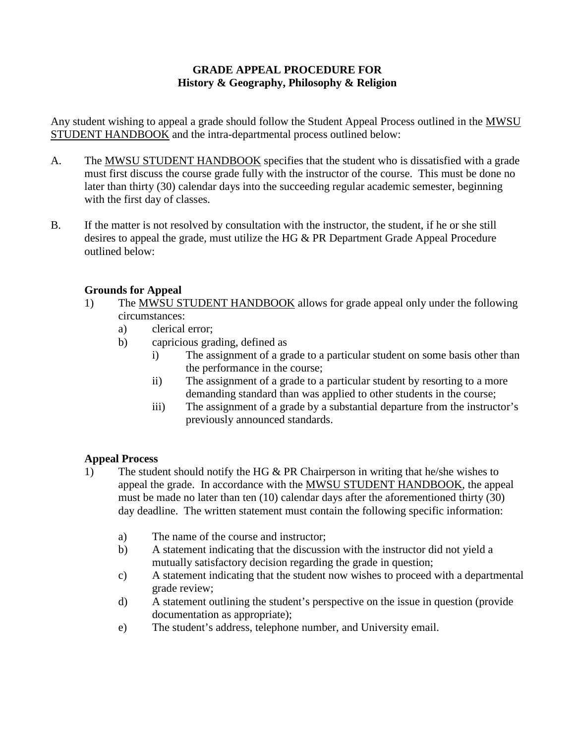# GRADE APPEAL PROCEDURE FOR
## History & Geography, Philosophy & Religion

Any student wishing to appeal a grade should follow the Student Appeal Process outlined in the MWSU STUDENT HANDBOOK and the intra-departmental process outlined below:

A. The MWSU STUDENT HANDBOOK specifies that the student who is dissatisfied with a grade must first discuss the course grade fully with the instructor of the course. This must be done no later than thirty (30) calendar days into the succeeding regular academic semester, beginning with the first day of classes.

B. If the matter is not resolved by consultation with the instructor, the student, if he or she still desires to appeal the grade, must utilize the HG & PR Department Grade Appeal Procedure outlined below:

### Grounds for Appeal

1) The MWSU STUDENT HANDBOOK allows for grade appeal only under the following circumstances:
   a) clerical error;
   b) capricious grading, defined as
      i) The assignment of a grade to a particular student on some basis other than the performance in the course;
      ii) The assignment of a grade to a particular student by resorting to a more demanding standard than was applied to other students in the course;
      iii) The assignment of a grade by a substantial departure from the instructor's previously announced standards.

### Appeal Process

1) The student should notify the HG & PR Chairperson in writing that he/she wishes to appeal the grade. In accordance with the MWSU STUDENT HANDBOOK, the appeal must be made no later than ten (10) calendar days after the aforementioned thirty (30) day deadline. The written statement must contain the following specific information:
   a) The name of the course and instructor;
   b) A statement indicating that the discussion with the instructor did not yield a mutually satisfactory decision regarding the grade in question;
   c) A statement indicating that the student now wishes to proceed with a departmental grade review;
   d) A statement outlining the student's perspective on the issue in question (provide documentation as appropriate);
   e) The student's address, telephone number, and University email.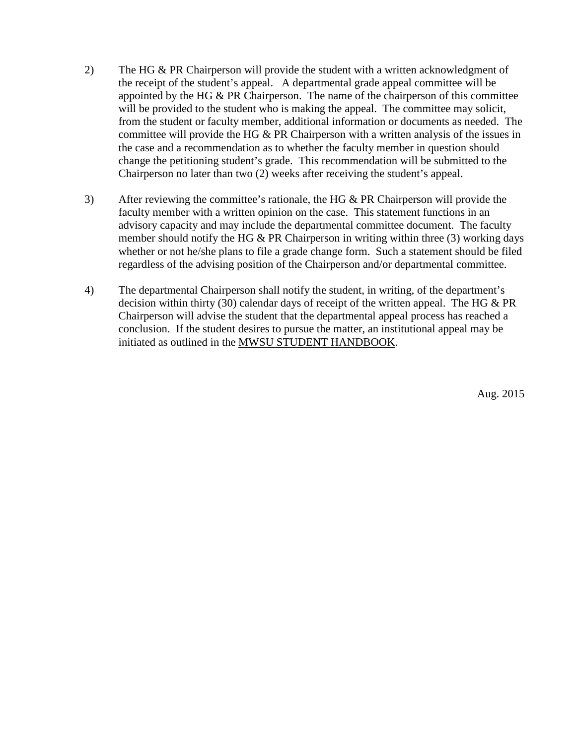2) The HG & PR Chairperson will provide the student with a written acknowledgment of the receipt of the student's appeal. A departmental grade appeal committee will be appointed by the HG & PR Chairperson. The name of the chairperson of this committee will be provided to the student who is making the appeal. The committee may solicit, from the student or faculty member, additional information or documents as needed. The committee will provide the HG & PR Chairperson with a written analysis of the issues in the case and a recommendation as to whether the faculty member in question should change the petitioning student's grade. This recommendation will be submitted to the Chairperson no later than two (2) weeks after receiving the student's appeal.

3) After reviewing the committee's rationale, the HG & PR Chairperson will provide the faculty member with a written opinion on the case. This statement functions in an advisory capacity and may include the departmental committee document. The faculty member should notify the HG & PR Chairperson in writing within three (3) working days whether or not he/she plans to file a grade change form. Such a statement should be filed regardless of the advising position of the Chairperson and/or departmental committee.

4) The departmental Chairperson shall notify the student, in writing, of the department's decision within thirty (30) calendar days of receipt of the written appeal. The HG & PR Chairperson will advise the student that the departmental appeal process has reached a conclusion. If the student desires to pursue the matter, an institutional appeal may be initiated as outlined in the <u>MWSU STUDENT HANDBOOK</u>.

Aug. 2015